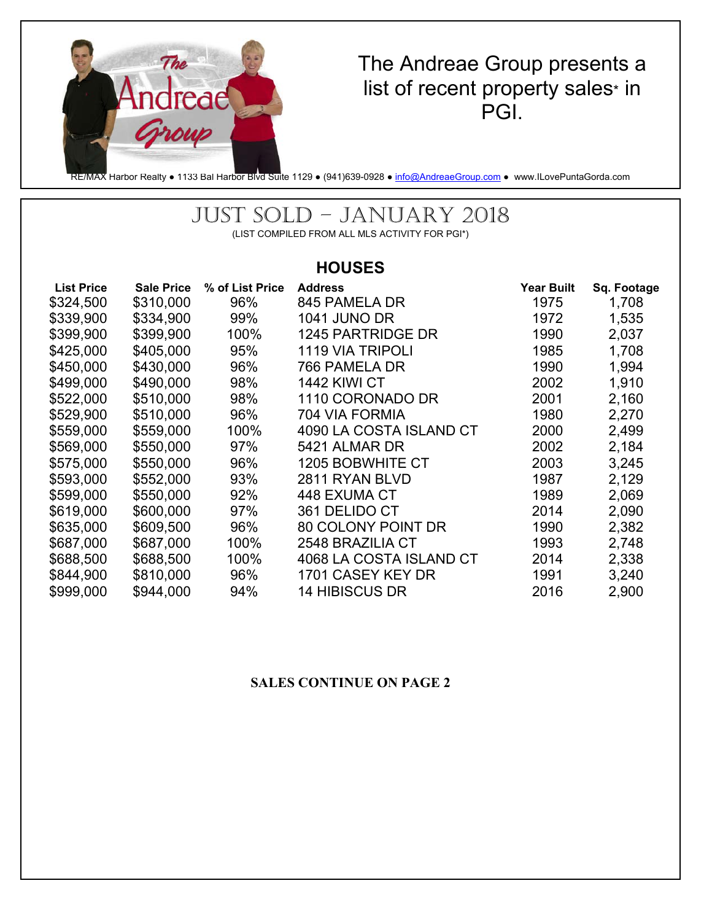The Andreae Group presents a list of recent property sales* in PGI.

RE/MAX Harbor Realty ● 1133 Bal Harbor Blvd Suite 1129 ● (941)639-0928 ● info@AndreaeGroup.com ● www.ILovePuntaGorda.com

# JUST SOLD – JANUARY 2018

(LIST COMPILED FROM ALL MLS ACTIVITY FOR PGI*)

## HOUSES

| List Price | Sale Price | % of List Price | Address | Year Built | Sq. Footage |
|---|---|---|---|---|---|
| $324,500 | $310,000 | 96% | 845 PAMELA DR | 1975 | 1,708 |
| $339,900 | $334,900 | 99% | 1041 JUNO DR | 1972 | 1,535 |
| $399,900 | $399,900 | 100% | 1245 PARTRIDGE DR | 1990 | 2,037 |
| $425,000 | $405,000 | 95% | 1119 VIA TRIPOLI | 1985 | 1,708 |
| $450,000 | $430,000 | 96% | 766 PAMELA DR | 1990 | 1,994 |
| $499,000 | $490,000 | 98% | 1442 KIWI CT | 2002 | 1,910 |
| $522,000 | $510,000 | 98% | 1110 CORONADO DR | 2001 | 2,160 |
| $529,900 | $510,000 | 96% | 704 VIA FORMIA | 1980 | 2,270 |
| $559,000 | $559,000 | 100% | 4090 LA COSTA ISLAND CT | 2000 | 2,499 |
| $569,000 | $550,000 | 97% | 5421 ALMAR DR | 2002 | 2,184 |
| $575,000 | $550,000 | 96% | 1205 BOBWHITE CT | 2003 | 3,245 |
| $593,000 | $552,000 | 93% | 2811 RYAN BLVD | 1987 | 2,129 |
| $599,000 | $550,000 | 92% | 448 EXUMA CT | 1989 | 2,069 |
| $619,000 | $600,000 | 97% | 361 DELIDO CT | 2014 | 2,090 |
| $635,000 | $609,500 | 96% | 80 COLONY POINT DR | 1990 | 2,382 |
| $687,000 | $687,000 | 100% | 2548 BRAZILIA CT | 1993 | 2,748 |
| $688,500 | $688,500 | 100% | 4068 LA COSTA ISLAND CT | 2014 | 2,338 |
| $844,900 | $810,000 | 96% | 1701 CASEY KEY DR | 1991 | 3,240 |
| $999,000 | $944,000 | 94% | 14 HIBISCUS DR | 2016 | 2,900 |

**SALES CONTINUE ON PAGE 2**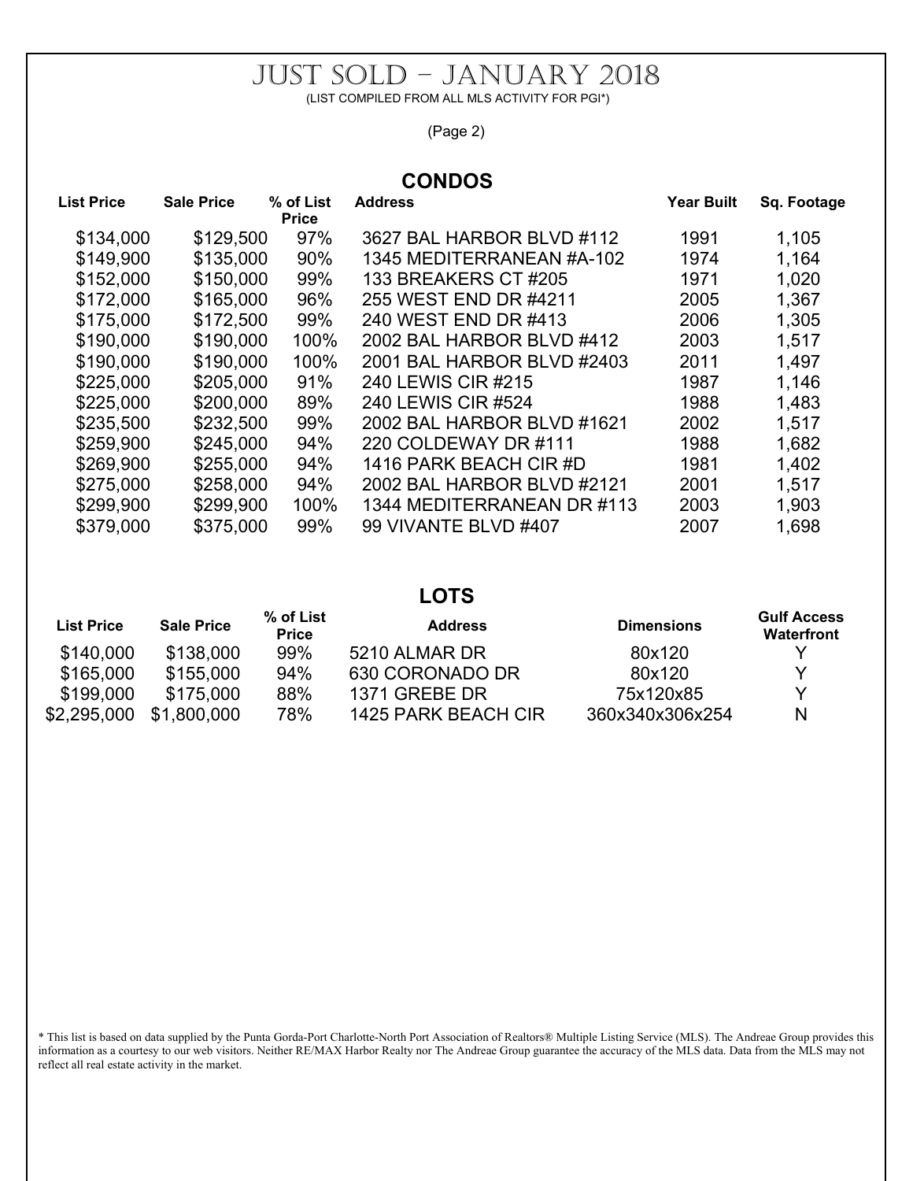# JUST SOLD – JANUARY 2018

(LIST COMPILED FROM ALL MLS ACTIVITY FOR PGI*)

(Page 2)

## CONDOS

| List Price | Sale Price | % of List Price | Address | Year Built | Sq. Footage |
|---|---|---|---|---|---|
| $134,000 | $129,500 | 97% | 3627 BAL HARBOR BLVD #112 | 1991 | 1,105 |
| $149,900 | $135,000 | 90% | 1345 MEDITERRANEAN #A-102 | 1974 | 1,164 |
| $152,000 | $150,000 | 99% | 133 BREAKERS CT #205 | 1971 | 1,020 |
| $172,000 | $165,000 | 96% | 255 WEST END DR #4211 | 2005 | 1,367 |
| $175,000 | $172,500 | 99% | 240 WEST END DR #413 | 2006 | 1,305 |
| $190,000 | $190,000 | 100% | 2002 BAL HARBOR BLVD #412 | 2003 | 1,517 |
| $190,000 | $190,000 | 100% | 2001 BAL HARBOR BLVD #2403 | 2011 | 1,497 |
| $225,000 | $205,000 | 91% | 240 LEWIS CIR #215 | 1987 | 1,146 |
| $225,000 | $200,000 | 89% | 240 LEWIS CIR #524 | 1988 | 1,483 |
| $235,500 | $232,500 | 99% | 2002 BAL HARBOR BLVD #1621 | 2002 | 1,517 |
| $259,900 | $245,000 | 94% | 220 COLDEWAY DR #111 | 1988 | 1,682 |
| $269,900 | $255,000 | 94% | 1416 PARK BEACH CIR #D | 1981 | 1,402 |
| $275,000 | $258,000 | 94% | 2002 BAL HARBOR BLVD #2121 | 2001 | 1,517 |
| $299,900 | $299,900 | 100% | 1344 MEDITERRANEAN DR #113 | 2003 | 1,903 |
| $379,000 | $375,000 | 99% | 99 VIVANTE BLVD #407 | 2007 | 1,698 |

## LOTS

| List Price | Sale Price | % of List Price | Address | Dimensions | Gulf Access Waterfront |
|---|---|---|---|---|---|
| $140,000 | $138,000 | 99% | 5210 ALMAR DR | 80x120 | Y |
| $165,000 | $155,000 | 94% | 630 CORONADO DR | 80x120 | Y |
| $199,000 | $175,000 | 88% | 1371 GREBE DR | 75x120x85 | Y |
| $2,295,000 | $1,800,000 | 78% | 1425 PARK BEACH CIR | 360x340x306x254 | N |

* This list is based on data supplied by the Punta Gorda-Port Charlotte-North Port Association of Realtors® Multiple Listing Service (MLS). The Andreae Group provides this information as a courtesy to our web visitors. Neither RE/MAX Harbor Realty nor The Andreae Group guarantee the accuracy of the MLS data. Data from the MLS may not reflect all real estate activity in the market.